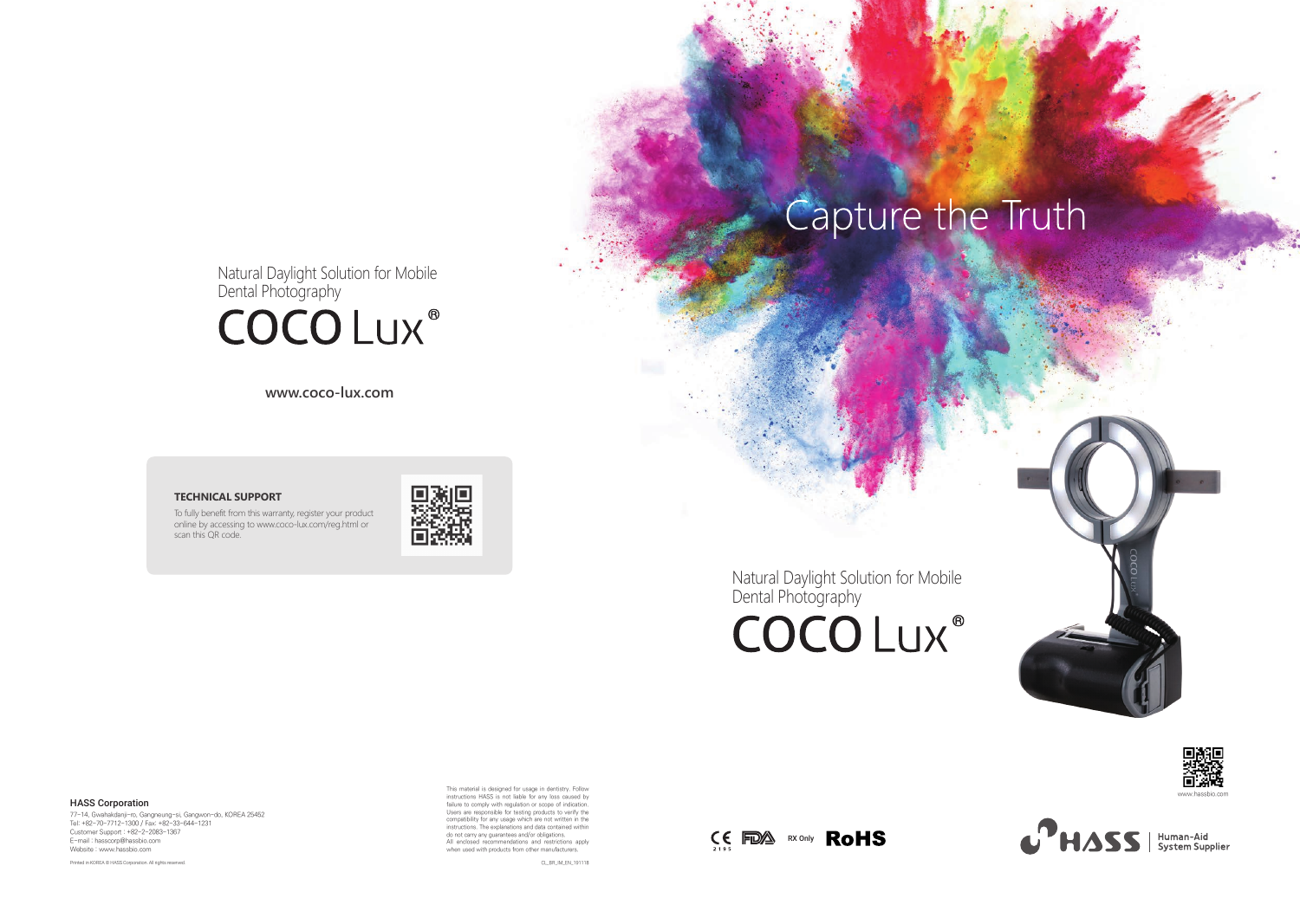Natural Daylight Solution for Mobile Dental Photography

# COCO Lux®

**www.coco-lux.com**

**TECHNICAL SUPPORT**

To fully benefit from this warranty, register your product online by accessing to www.coco-lux.com/reg.html or scan this QR code.

**HASS Corporation**

77-14, Gwahakdanji-ro, Gangneung-si, Gangwon-do, KOREA 25452
Tel: +82-70-7712-1300 / Fax: +82-33-644-1231
Customer Support : +82-2-2083-1367
E-mail : hasscorp@hassbio.com
Website : www.hassbio.com

Printed in KOREA © HASS Corporation. All rights reserved.

This material is designed for usage in dentistry. Follow instructions. HASS is not liable for any loss caused by failure to comply with regulation or scope of indication. Users are responsible for testing products to verify the compatibility for any usage which are not written in the instructions. The explanations and data contained within do not carry any guarantees and/or obligations.
All enclosed recommendations and restrictions apply when used with products from other manufacturers.

CL_BR_IM_EN_191118

Capture the Truth

Natural Daylight Solution for Mobile Dental Photography

# COCO Lux®

www.hassbio.com

CE 2195 FDA RX Only RoHS

HASS | Human-Aid System Supplier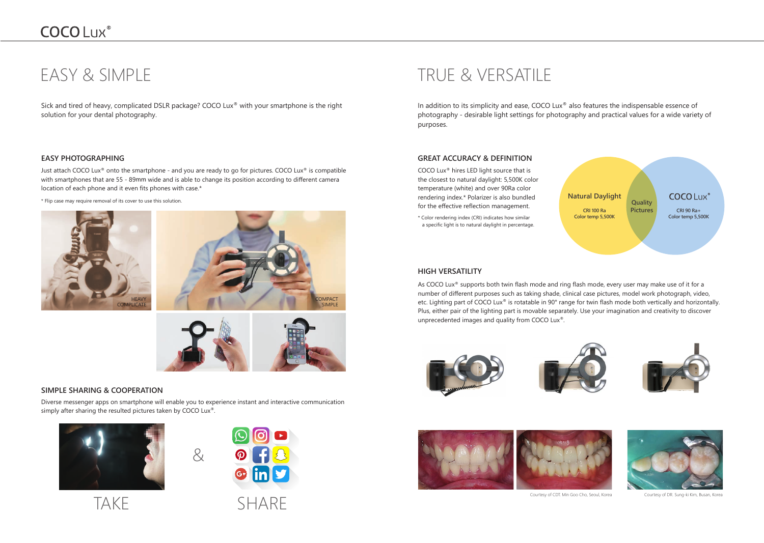# COCO Lux®

## EASY & SIMPLE

Sick and tired of heavy, complicated DSLR package? COCO Lux® with your smartphone is the right solution for your dental photography.

### EASY PHOTOGRAPHING

Just attach COCO Lux® onto the smartphone - and you are ready to go for pictures. COCO Lux® is compatible with smartphones that are 55 - 89mm wide and is able to change its position according to different camera location of each phone and it even fits phones with case.*

* Flip case may require removal of its cover to use this solution.

HEAVY
COMPLICATE

COMPACT
SIMPLE

### SIMPLE SHARING & COOPERATION

Diverse messenger apps on smartphone will enable you to experience instant and interactive communication simply after sharing the resulted pictures taken by COCO Lux®.

TAKE & SHARE

## TRUE & VERSATILE

In addition to its simplicity and ease, COCO Lux® also features the indispensable essence of photography - desirable light settings for photography and practical values for a wide variety of purposes.

### GREAT ACCURACY & DEFINITION

COCO Lux® hires LED light source that is the closest to natural daylight: 5,500K color temperature (white) and over 90Ra color rendering index.* Polarizer is also bundled for the effective reflection management.

* Color rendering index (CRI) indicates how similar a specific light is to natural daylight in percentage.

Natural Daylight
CRI 100 Ra
Color temp 5,500K

Quality Pictures

COCO Lux®
CRI 90 Ra+
Color temp 5,500K

### HIGH VERSATILITY

As COCO Lux® supports both twin flash mode and ring flash mode, every user may make use of it for a number of different purposes such as taking shade, clinical case pictures, model work photograph, video, etc. Lighting part of COCO Lux® is rotatable in 90° range for twin flash mode both vertically and horizontally. Plus, either pair of the lighting part is movable separately. Use your imagination and creativity to discover unprecedented images and quality from COCO Lux®.

Courtesy of CDT. Min Goo Cho, Seoul, Korea

Courtesy of DR. Sung-ki Kim, Busan, Korea